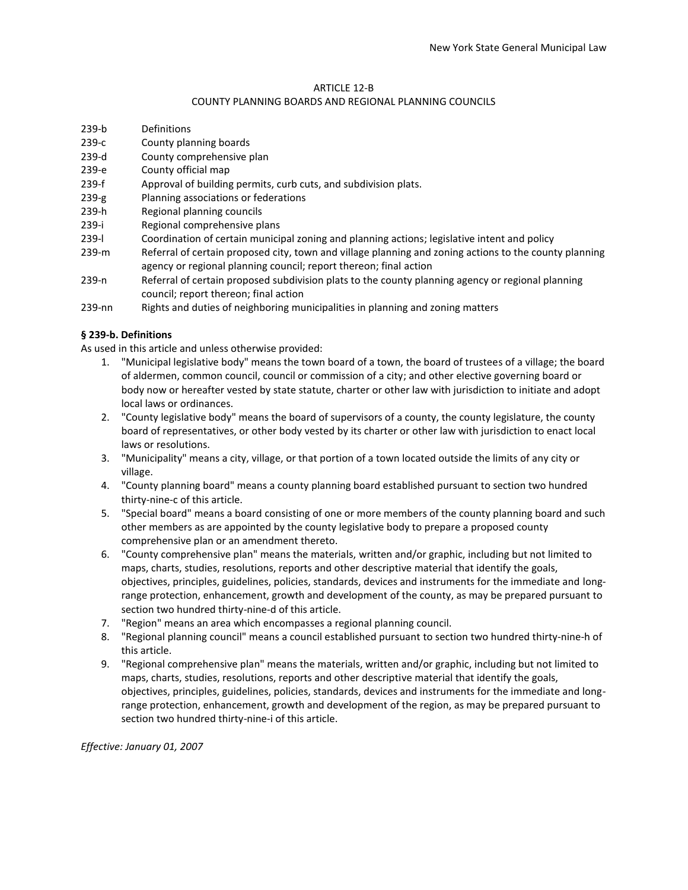ARTICLE 12-B

COUNTY PLANNING BOARDS AND REGIONAL PLANNING COUNCILS

| | |
|---|---|
| 239-b | Definitions |
| 239-c | County planning boards |
| 239-d | County comprehensive plan |
| 239-e | County official map |
| 239-f | Approval of building permits, curb cuts, and subdivision plats. |
| 239-g | Planning associations or federations |
| 239-h | Regional planning councils |
| 239-i | Regional comprehensive plans |
| 239-l | Coordination of certain municipal zoning and planning actions; legislative intent and policy |
| 239-m | Referral of certain proposed city, town and village planning and zoning actions to the county planning agency or regional planning council; report thereon; final action |
| 239-n | Referral of certain proposed subdivision plats to the county planning agency or regional planning council; report thereon; final action |
| 239-nn | Rights and duties of neighboring municipalities in planning and zoning matters |

**§ 239-b. Definitions**

As used in this article and unless otherwise provided:

1. "Municipal legislative body" means the town board of a town, the board of trustees of a village; the board of aldermen, common council, council or commission of a city; and other elective governing board or body now or hereafter vested by state statute, charter or other law with jurisdiction to initiate and adopt local laws or ordinances.
2. "County legislative body" means the board of supervisors of a county, the county legislature, the county board of representatives, or other body vested by its charter or other law with jurisdiction to enact local laws or resolutions.
3. "Municipality" means a city, village, or that portion of a town located outside the limits of any city or village.
4. "County planning board" means a county planning board established pursuant to section two hundred thirty-nine-c of this article.
5. "Special board" means a board consisting of one or more members of the county planning board and such other members as are appointed by the county legislative body to prepare a proposed county comprehensive plan or an amendment thereto.
6. "County comprehensive plan" means the materials, written and/or graphic, including but not limited to maps, charts, studies, resolutions, reports and other descriptive material that identify the goals, objectives, principles, guidelines, policies, standards, devices and instruments for the immediate and long-range protection, enhancement, growth and development of the county, as may be prepared pursuant to section two hundred thirty-nine-d of this article.
7. "Region" means an area which encompasses a regional planning council.
8. "Regional planning council" means a council established pursuant to section two hundred thirty-nine-h of this article.
9. "Regional comprehensive plan" means the materials, written and/or graphic, including but not limited to maps, charts, studies, resolutions, reports and other descriptive material that identify the goals, objectives, principles, guidelines, policies, standards, devices and instruments for the immediate and long-range protection, enhancement, growth and development of the region, as may be prepared pursuant to section two hundred thirty-nine-i of this article.

*Effective: January 01, 2007*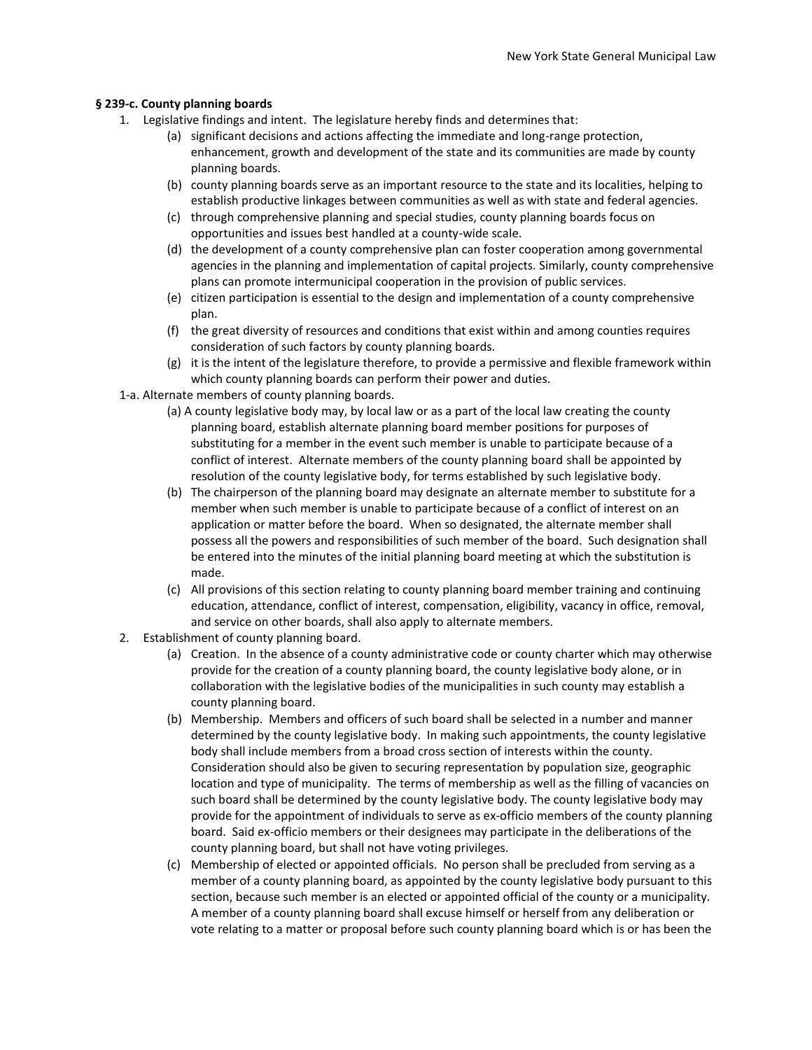**§ 239-c. County planning boards**

1. Legislative findings and intent. The legislature hereby finds and determines that:
   - (a) significant decisions and actions affecting the immediate and long-range protection, enhancement, growth and development of the state and its communities are made by county planning boards.
   - (b) county planning boards serve as an important resource to the state and its localities, helping to establish productive linkages between communities as well as with state and federal agencies.
   - (c) through comprehensive planning and special studies, county planning boards focus on opportunities and issues best handled at a county-wide scale.
   - (d) the development of a county comprehensive plan can foster cooperation among governmental agencies in the planning and implementation of capital projects. Similarly, county comprehensive plans can promote intermunicipal cooperation in the provision of public services.
   - (e) citizen participation is essential to the design and implementation of a county comprehensive plan.
   - (f) the great diversity of resources and conditions that exist within and among counties requires consideration of such factors by county planning boards.
   - (g) it is the intent of the legislature therefore, to provide a permissive and flexible framework within which county planning boards can perform their power and duties.

1-a. Alternate members of county planning boards.
   - (a) A county legislative body may, by local law or as a part of the local law creating the county planning board, establish alternate planning board member positions for purposes of substituting for a member in the event such member is unable to participate because of a conflict of interest. Alternate members of the county planning board shall be appointed by resolution of the county legislative body, for terms established by such legislative body.
   - (b) The chairperson of the planning board may designate an alternate member to substitute for a member when such member is unable to participate because of a conflict of interest on an application or matter before the board. When so designated, the alternate member shall possess all the powers and responsibilities of such member of the board. Such designation shall be entered into the minutes of the initial planning board meeting at which the substitution is made.
   - (c) All provisions of this section relating to county planning board member training and continuing education, attendance, conflict of interest, compensation, eligibility, vacancy in office, removal, and service on other boards, shall also apply to alternate members.

2. Establishment of county planning board.
   - (a) Creation. In the absence of a county administrative code or county charter which may otherwise provide for the creation of a county planning board, the county legislative body alone, or in collaboration with the legislative bodies of the municipalities in such county may establish a county planning board.
   - (b) Membership. Members and officers of such board shall be selected in a number and manner determined by the county legislative body. In making such appointments, the county legislative body shall include members from a broad cross section of interests within the county. Consideration should also be given to securing representation by population size, geographic location and type of municipality. The terms of membership as well as the filling of vacancies on such board shall be determined by the county legislative body. The county legislative body may provide for the appointment of individuals to serve as ex-officio members of the county planning board. Said ex-officio members or their designees may participate in the deliberations of the county planning board, but shall not have voting privileges.
   - (c) Membership of elected or appointed officials. No person shall be precluded from serving as a member of a county planning board, as appointed by the county legislative body pursuant to this section, because such member is an elected or appointed official of the county or a municipality. A member of a county planning board shall excuse himself or herself from any deliberation or vote relating to a matter or proposal before such county planning board which is or has been the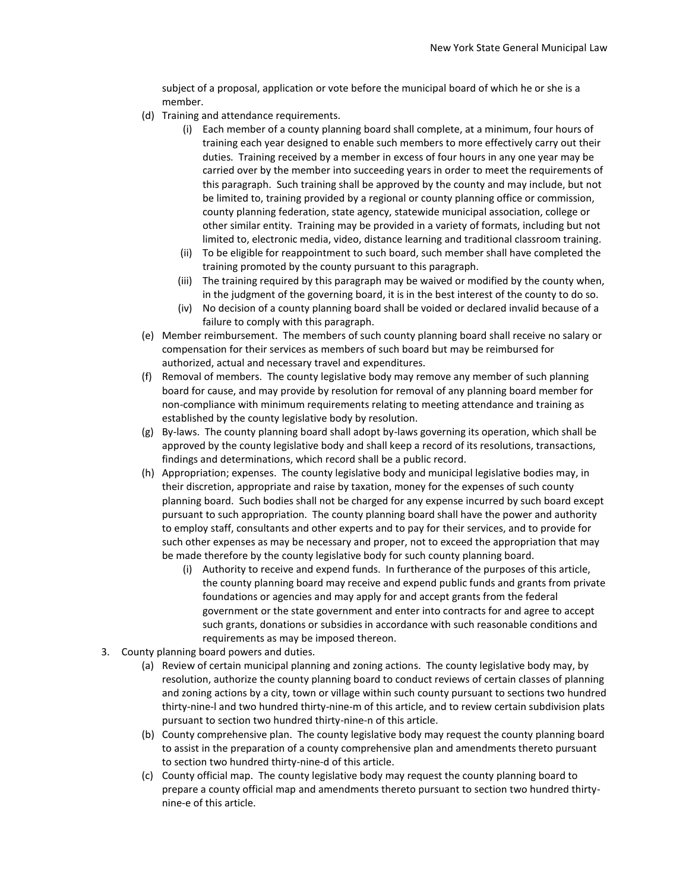subject of a proposal, application or vote before the municipal board of which he or she is a member.

(d) Training and attendance requirements.

  (i) Each member of a county planning board shall complete, at a minimum, four hours of training each year designed to enable such members to more effectively carry out their duties. Training received by a member in excess of four hours in any one year may be carried over by the member into succeeding years in order to meet the requirements of this paragraph. Such training shall be approved by the county and may include, but not be limited to, training provided by a regional or county planning office or commission, county planning federation, state agency, statewide municipal association, college or other similar entity. Training may be provided in a variety of formats, including but not limited to, electronic media, video, distance learning and traditional classroom training.

  (ii) To be eligible for reappointment to such board, such member shall have completed the training promoted by the county pursuant to this paragraph.

  (iii) The training required by this paragraph may be waived or modified by the county when, in the judgment of the governing board, it is in the best interest of the county to do so.

  (iv) No decision of a county planning board shall be voided or declared invalid because of a failure to comply with this paragraph.

(e) Member reimbursement. The members of such county planning board shall receive no salary or compensation for their services as members of such board but may be reimbursed for authorized, actual and necessary travel and expenditures.

(f) Removal of members. The county legislative body may remove any member of such planning board for cause, and may provide by resolution for removal of any planning board member for non-compliance with minimum requirements relating to meeting attendance and training as established by the county legislative body by resolution.

(g) By-laws. The county planning board shall adopt by-laws governing its operation, which shall be approved by the county legislative body and shall keep a record of its resolutions, transactions, findings and determinations, which record shall be a public record.

(h) Appropriation; expenses. The county legislative body and municipal legislative bodies may, in their discretion, appropriate and raise by taxation, money for the expenses of such county planning board. Such bodies shall not be charged for any expense incurred by such board except pursuant to such appropriation. The county planning board shall have the power and authority to employ staff, consultants and other experts and to pay for their services, and to provide for such other expenses as may be necessary and proper, not to exceed the appropriation that may be made therefore by the county legislative body for such county planning board.

  (i) Authority to receive and expend funds. In furtherance of the purposes of this article, the county planning board may receive and expend public funds and grants from private foundations or agencies and may apply for and accept grants from the federal government or the state government and enter into contracts for and agree to accept such grants, donations or subsidies in accordance with such reasonable conditions and requirements as may be imposed thereon.

3. County planning board powers and duties.

  (a) Review of certain municipal planning and zoning actions. The county legislative body may, by resolution, authorize the county planning board to conduct reviews of certain classes of planning and zoning actions by a city, town or village within such county pursuant to sections two hundred thirty-nine-l and two hundred thirty-nine-m of this article, and to review certain subdivision plats pursuant to section two hundred thirty-nine-n of this article.

  (b) County comprehensive plan. The county legislative body may request the county planning board to assist in the preparation of a county comprehensive plan and amendments thereto pursuant to section two hundred thirty-nine-d of this article.

  (c) County official map. The county legislative body may request the county planning board to prepare a county official map and amendments thereto pursuant to section two hundred thirty-nine-e of this article.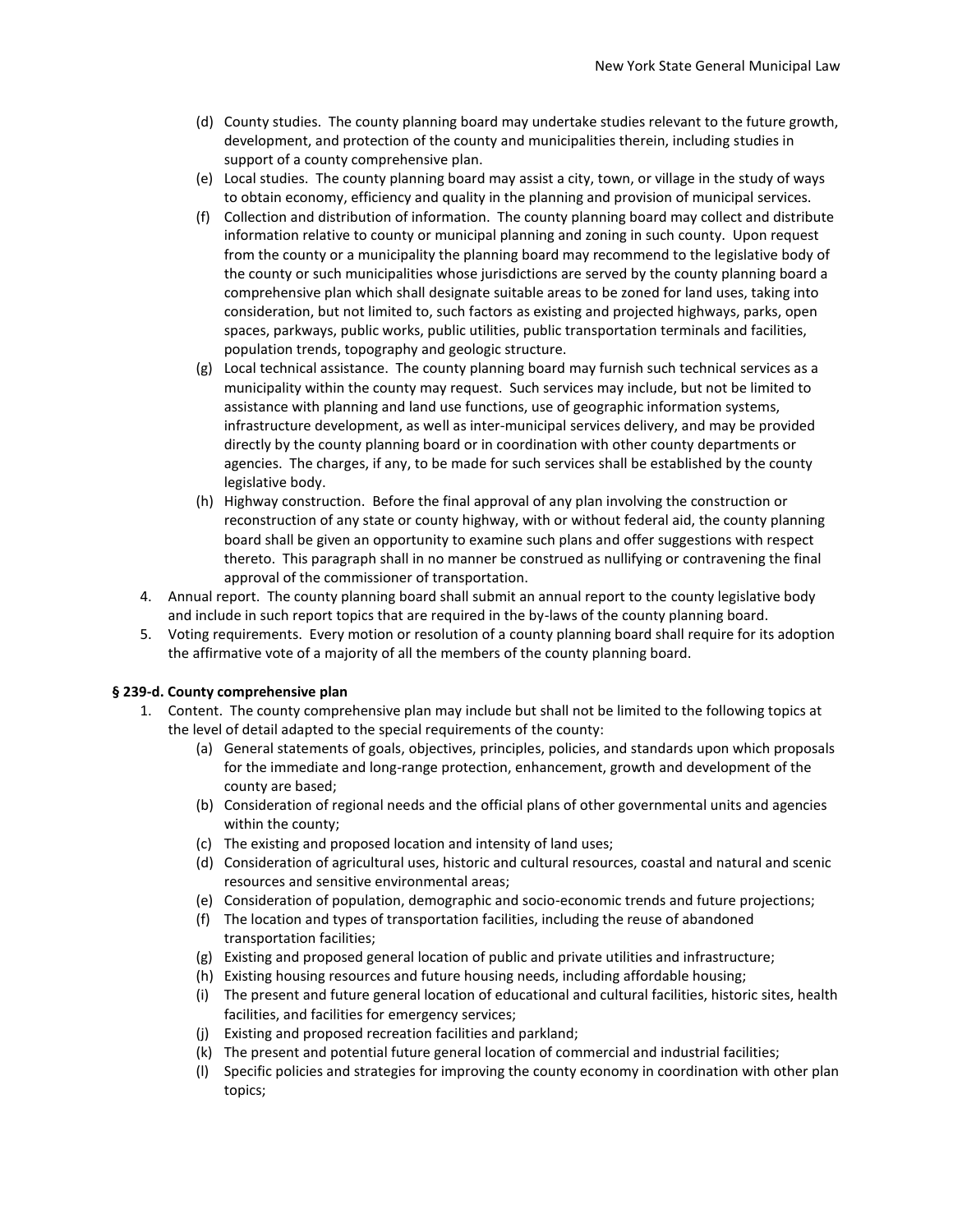(d) County studies. The county planning board may undertake studies relevant to the future growth, development, and protection of the county and municipalities therein, including studies in support of a county comprehensive plan.

(e) Local studies. The county planning board may assist a city, town, or village in the study of ways to obtain economy, efficiency and quality in the planning and provision of municipal services.

(f) Collection and distribution of information. The county planning board may collect and distribute information relative to county or municipal planning and zoning in such county. Upon request from the county or a municipality the planning board may recommend to the legislative body of the county or such municipalities whose jurisdictions are served by the county planning board a comprehensive plan which shall designate suitable areas to be zoned for land uses, taking into consideration, but not limited to, such factors as existing and projected highways, parks, open spaces, parkways, public works, public utilities, public transportation terminals and facilities, population trends, topography and geologic structure.

(g) Local technical assistance. The county planning board may furnish such technical services as a municipality within the county may request. Such services may include, but not be limited to assistance with planning and land use functions, use of geographic information systems, infrastructure development, as well as inter-municipal services delivery, and may be provided directly by the county planning board or in coordination with other county departments or agencies. The charges, if any, to be made for such services shall be established by the county legislative body.

(h) Highway construction. Before the final approval of any plan involving the construction or reconstruction of any state or county highway, with or without federal aid, the county planning board shall be given an opportunity to examine such plans and offer suggestions with respect thereto. This paragraph shall in no manner be construed as nullifying or contravening the final approval of the commissioner of transportation.

4. Annual report. The county planning board shall submit an annual report to the county legislative body and include in such report topics that are required in the by-laws of the county planning board.
5. Voting requirements. Every motion or resolution of a county planning board shall require for its adoption the affirmative vote of a majority of all the members of the county planning board.

**§ 239-d. County comprehensive plan**

1. Content. The county comprehensive plan may include but shall not be limited to the following topics at the level of detail adapted to the special requirements of the county:
   - (a) General statements of goals, objectives, principles, policies, and standards upon which proposals for the immediate and long-range protection, enhancement, growth and development of the county are based;
   - (b) Consideration of regional needs and the official plans of other governmental units and agencies within the county;
   - (c) The existing and proposed location and intensity of land uses;
   - (d) Consideration of agricultural uses, historic and cultural resources, coastal and natural and scenic resources and sensitive environmental areas;
   - (e) Consideration of population, demographic and socio-economic trends and future projections;
   - (f) The location and types of transportation facilities, including the reuse of abandoned transportation facilities;
   - (g) Existing and proposed general location of public and private utilities and infrastructure;
   - (h) Existing housing resources and future housing needs, including affordable housing;
   - (i) The present and future general location of educational and cultural facilities, historic sites, health facilities, and facilities for emergency services;
   - (j) Existing and proposed recreation facilities and parkland;
   - (k) The present and potential future general location of commercial and industrial facilities;
   - (l) Specific policies and strategies for improving the county economy in coordination with other plan topics;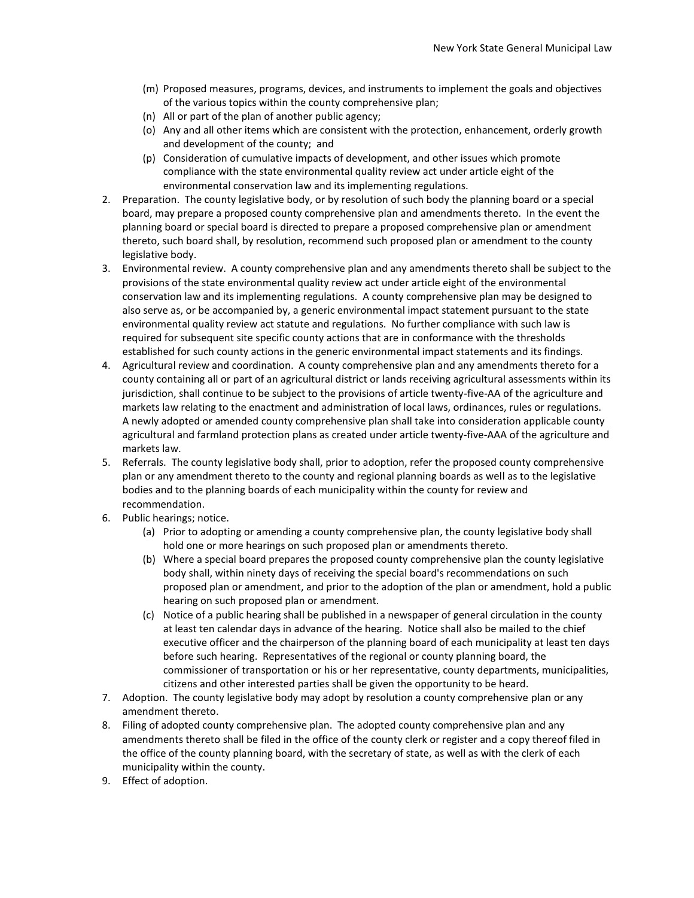(m) Proposed measures, programs, devices, and instruments to implement the goals and objectives of the various topics within the county comprehensive plan;
(n) All or part of the plan of another public agency;
(o) Any and all other items which are consistent with the protection, enhancement, orderly growth and development of the county; and
(p) Consideration of cumulative impacts of development, and other issues which promote compliance with the state environmental quality review act under article eight of the environmental conservation law and its implementing regulations.

2. Preparation. The county legislative body, or by resolution of such body the planning board or a special board, may prepare a proposed county comprehensive plan and amendments thereto. In the event the planning board or special board is directed to prepare a proposed comprehensive plan or amendment thereto, such board shall, by resolution, recommend such proposed plan or amendment to the county legislative body.
3. Environmental review. A county comprehensive plan and any amendments thereto shall be subject to the provisions of the state environmental quality review act under article eight of the environmental conservation law and its implementing regulations. A county comprehensive plan may be designed to also serve as, or be accompanied by, a generic environmental impact statement pursuant to the state environmental quality review act statute and regulations. No further compliance with such law is required for subsequent site specific county actions that are in conformance with the thresholds established for such county actions in the generic environmental impact statements and its findings.
4. Agricultural review and coordination. A county comprehensive plan and any amendments thereto for a county containing all or part of an agricultural district or lands receiving agricultural assessments within its jurisdiction, shall continue to be subject to the provisions of article twenty-five-AA of the agriculture and markets law relating to the enactment and administration of local laws, ordinances, rules or regulations. A newly adopted or amended county comprehensive plan shall take into consideration applicable county agricultural and farmland protection plans as created under article twenty-five-AAA of the agriculture and markets law.
5. Referrals. The county legislative body shall, prior to adoption, refer the proposed county comprehensive plan or any amendment thereto to the county and regional planning boards as well as to the legislative bodies and to the planning boards of each municipality within the county for review and recommendation.
6. Public hearings; notice.
   (a) Prior to adopting or amending a county comprehensive plan, the county legislative body shall hold one or more hearings on such proposed plan or amendments thereto.
   (b) Where a special board prepares the proposed county comprehensive plan the county legislative body shall, within ninety days of receiving the special board's recommendations on such proposed plan or amendment, and prior to the adoption of the plan or amendment, hold a public hearing on such proposed plan or amendment.
   (c) Notice of a public hearing shall be published in a newspaper of general circulation in the county at least ten calendar days in advance of the hearing. Notice shall also be mailed to the chief executive officer and the chairperson of the planning board of each municipality at least ten days before such hearing. Representatives of the regional or county planning board, the commissioner of transportation or his or her representative, county departments, municipalities, citizens and other interested parties shall be given the opportunity to be heard.
7. Adoption. The county legislative body may adopt by resolution a county comprehensive plan or any amendment thereto.
8. Filing of adopted county comprehensive plan. The adopted county comprehensive plan and any amendments thereto shall be filed in the office of the county clerk or register and a copy thereof filed in the office of the county planning board, with the secretary of state, as well as with the clerk of each municipality within the county.
9. Effect of adoption.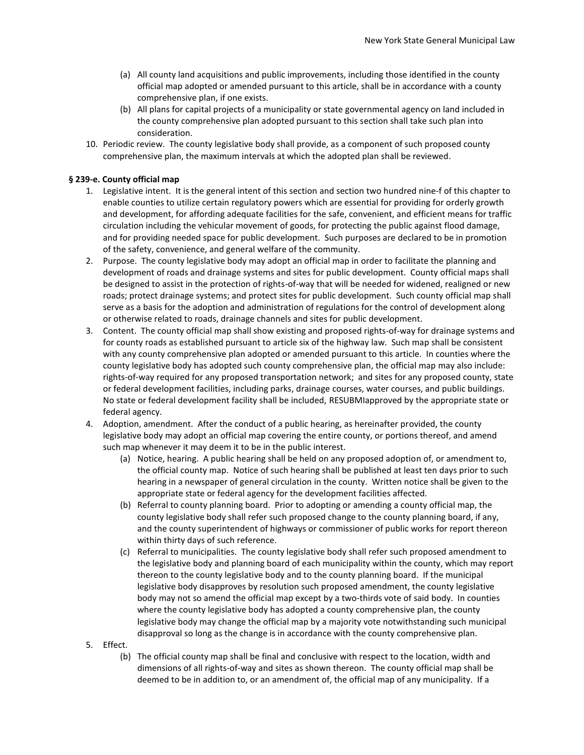(a) All county land acquisitions and public improvements, including those identified in the county official map adopted or amended pursuant to this article, shall be in accordance with a county comprehensive plan, if one exists.

(b) All plans for capital projects of a municipality or state governmental agency on land included in the county comprehensive plan adopted pursuant to this section shall take such plan into consideration.

10. Periodic review. The county legislative body shall provide, as a component of such proposed county comprehensive plan, the maximum intervals at which the adopted plan shall be reviewed.

**§ 239-e. County official map**

1. Legislative intent. It is the general intent of this section and section two hundred nine-f of this chapter to enable counties to utilize certain regulatory powers which are essential for providing for orderly growth and development, for affording adequate facilities for the safe, convenient, and efficient means for traffic circulation including the vehicular movement of goods, for protecting the public against flood damage, and for providing needed space for public development. Such purposes are declared to be in promotion of the safety, convenience, and general welfare of the community.
2. Purpose. The county legislative body may adopt an official map in order to facilitate the planning and development of roads and drainage systems and sites for public development. County official maps shall be designed to assist in the protection of rights-of-way that will be needed for widened, realigned or new roads; protect drainage systems; and protect sites for public development. Such county official map shall serve as a basis for the adoption and administration of regulations for the control of development along or otherwise related to roads, drainage channels and sites for public development.
3. Content. The county official map shall show existing and proposed rights-of-way for drainage systems and for county roads as established pursuant to article six of the highway law. Such map shall be consistent with any county comprehensive plan adopted or amended pursuant to this article. In counties where the county legislative body has adopted such county comprehensive plan, the official map may also include: rights-of-way required for any proposed transportation network; and sites for any proposed county, state or federal development facilities, including parks, drainage courses, water courses, and public buildings. No state or federal development facility shall be included, RESUBMIapproved by the appropriate state or federal agency.
4. Adoption, amendment. After the conduct of a public hearing, as hereinafter provided, the county legislative body may adopt an official map covering the entire county, or portions thereof, and amend such map whenever it may deem it to be in the public interest.
   (a) Notice, hearing. A public hearing shall be held on any proposed adoption of, or amendment to, the official county map. Notice of such hearing shall be published at least ten days prior to such hearing in a newspaper of general circulation in the county. Written notice shall be given to the appropriate state or federal agency for the development facilities affected.
   (b) Referral to county planning board. Prior to adopting or amending a county official map, the county legislative body shall refer such proposed change to the county planning board, if any, and the county superintendent of highways or commissioner of public works for report thereon within thirty days of such reference.
   (c) Referral to municipalities. The county legislative body shall refer such proposed amendment to the legislative body and planning board of each municipality within the county, which may report thereon to the county legislative body and to the county planning board. If the municipal legislative body disapproves by resolution such proposed amendment, the county legislative body may not so amend the official map except by a two-thirds vote of said body. In counties where the county legislative body has adopted a county comprehensive plan, the county legislative body may change the official map by a majority vote notwithstanding such municipal disapproval so long as the change is in accordance with the county comprehensive plan.
5. Effect.
   (b) The official county map shall be final and conclusive with respect to the location, width and dimensions of all rights-of-way and sites as shown thereon. The county official map shall be deemed to be in addition to, or an amendment of, the official map of any municipality. If a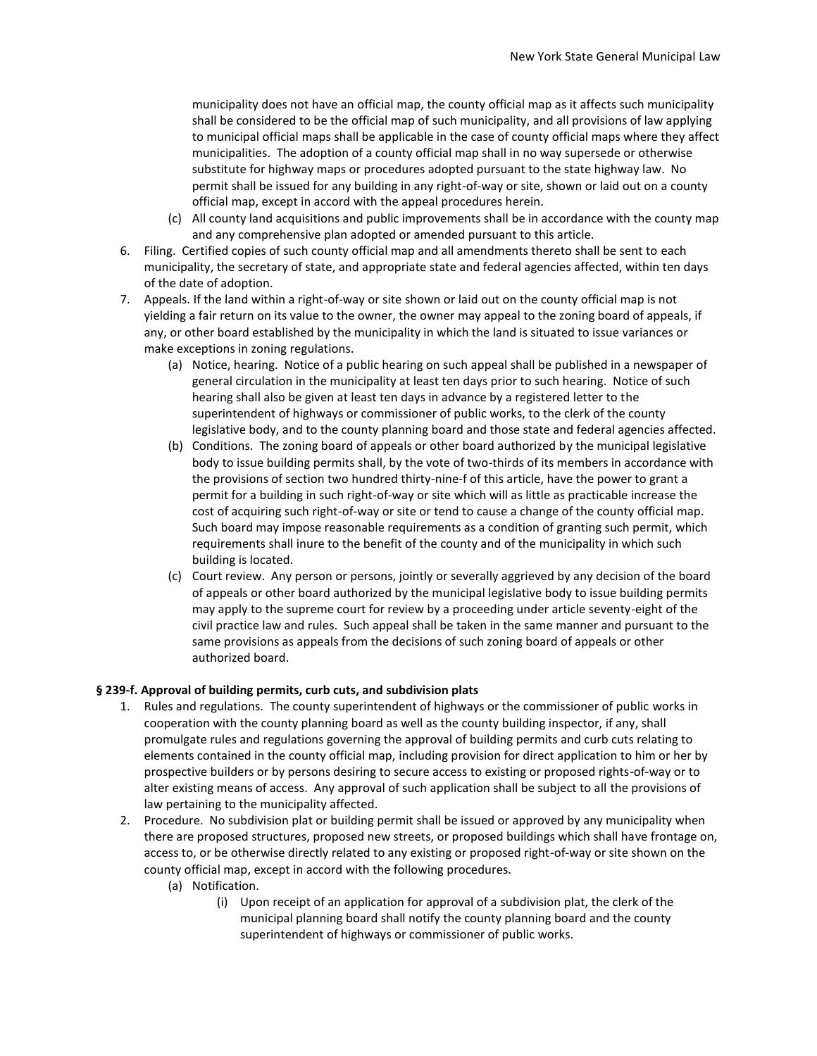municipality does not have an official map, the county official map as it affects such municipality shall be considered to be the official map of such municipality, and all provisions of law applying to municipal official maps shall be applicable in the case of county official maps where they affect municipalities. The adoption of a county official map shall in no way supersede or otherwise substitute for highway maps or procedures adopted pursuant to the state highway law. No permit shall be issued for any building in any right-of-way or site, shown or laid out on a county official map, except in accord with the appeal procedures herein.

(c) All county land acquisitions and public improvements shall be in accordance with the county map and any comprehensive plan adopted or amended pursuant to this article.

6. Filing. Certified copies of such county official map and all amendments thereto shall be sent to each municipality, the secretary of state, and appropriate state and federal agencies affected, within ten days of the date of adoption.

7. Appeals. If the land within a right-of-way or site shown or laid out on the county official map is not yielding a fair return on its value to the owner, the owner may appeal to the zoning board of appeals, if any, or other board established by the municipality in which the land is situated to issue variances or make exceptions in zoning regulations.

   (a) Notice, hearing. Notice of a public hearing on such appeal shall be published in a newspaper of general circulation in the municipality at least ten days prior to such hearing. Notice of such hearing shall also be given at least ten days in advance by a registered letter to the superintendent of highways or commissioner of public works, to the clerk of the county legislative body, and to the county planning board and those state and federal agencies affected.

   (b) Conditions. The zoning board of appeals or other board authorized by the municipal legislative body to issue building permits shall, by the vote of two-thirds of its members in accordance with the provisions of section two hundred thirty-nine-f of this article, have the power to grant a permit for a building in such right-of-way or site which will as little as practicable increase the cost of acquiring such right-of-way or site or tend to cause a change of the county official map. Such board may impose reasonable requirements as a condition of granting such permit, which requirements shall inure to the benefit of the county and of the municipality in which such building is located.

   (c) Court review. Any person or persons, jointly or severally aggrieved by any decision of the board of appeals or other board authorized by the municipal legislative body to issue building permits may apply to the supreme court for review by a proceeding under article seventy-eight of the civil practice law and rules. Such appeal shall be taken in the same manner and pursuant to the same provisions as appeals from the decisions of such zoning board of appeals or other authorized board.

### § 239-f. Approval of building permits, curb cuts, and subdivision plats

1. Rules and regulations. The county superintendent of highways or the commissioner of public works in cooperation with the county planning board as well as the county building inspector, if any, shall promulgate rules and regulations governing the approval of building permits and curb cuts relating to elements contained in the county official map, including provision for direct application to him or her by prospective builders or by persons desiring to secure access to existing or proposed rights-of-way or to alter existing means of access. Any approval of such application shall be subject to all the provisions of law pertaining to the municipality affected.

2. Procedure. No subdivision plat or building permit shall be issued or approved by any municipality when there are proposed structures, proposed new streets, or proposed buildings which shall have frontage on, access to, or be otherwise directly related to any existing or proposed right-of-way or site shown on the county official map, except in accord with the following procedures.

   (a) Notification.

      (i) Upon receipt of an application for approval of a subdivision plat, the clerk of the municipal planning board shall notify the county planning board and the county superintendent of highways or commissioner of public works.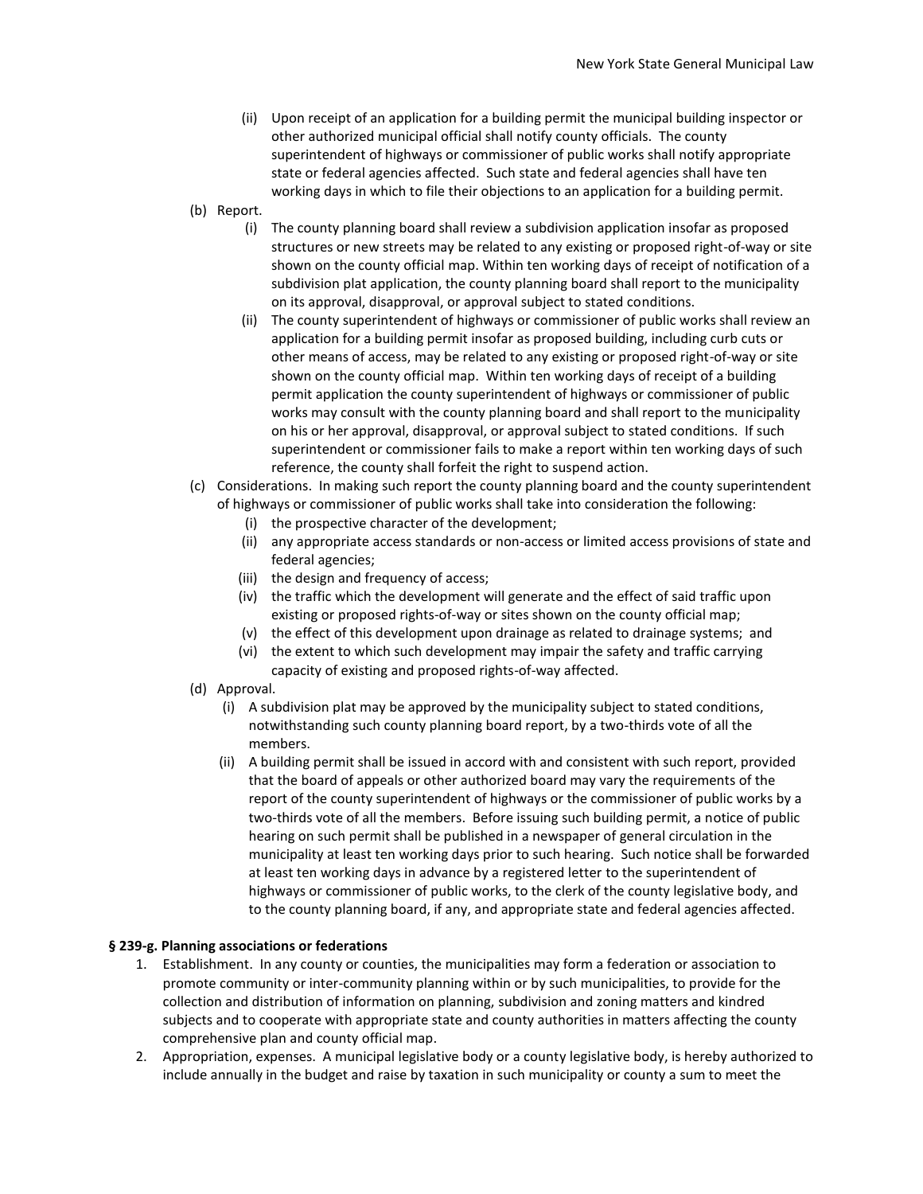- (ii) Upon receipt of an application for a building permit the municipal building inspector or other authorized municipal official shall notify county officials. The county superintendent of highways or commissioner of public works shall notify appropriate state or federal agencies affected. Such state and federal agencies shall have ten working days in which to file their objections to an application for a building permit.

(b) Report.

- (i) The county planning board shall review a subdivision application insofar as proposed structures or new streets may be related to any existing or proposed right-of-way or site shown on the county official map. Within ten working days of receipt of notification of a subdivision plat application, the county planning board shall report to the municipality on its approval, disapproval, or approval subject to stated conditions.
- (ii) The county superintendent of highways or commissioner of public works shall review an application for a building permit insofar as proposed building, including curb cuts or other means of access, may be related to any existing or proposed right-of-way or site shown on the county official map. Within ten working days of receipt of a building permit application the county superintendent of highways or commissioner of public works may consult with the county planning board and shall report to the municipality on his or her approval, disapproval, or approval subject to stated conditions. If such superintendent or commissioner fails to make a report within ten working days of such reference, the county shall forfeit the right to suspend action.

(c) Considerations. In making such report the county planning board and the county superintendent of highways or commissioner of public works shall take into consideration the following:

- (i) the prospective character of the development;
- (ii) any appropriate access standards or non-access or limited access provisions of state and federal agencies;
- (iii) the design and frequency of access;
- (iv) the traffic which the development will generate and the effect of said traffic upon existing or proposed rights-of-way or sites shown on the county official map;
- (v) the effect of this development upon drainage as related to drainage systems; and
- (vi) the extent to which such development may impair the safety and traffic carrying capacity of existing and proposed rights-of-way affected.

(d) Approval.

- (i) A subdivision plat may be approved by the municipality subject to stated conditions, notwithstanding such county planning board report, by a two-thirds vote of all the members.
- (ii) A building permit shall be issued in accord with and consistent with such report, provided that the board of appeals or other authorized board may vary the requirements of the report of the county superintendent of highways or the commissioner of public works by a two-thirds vote of all the members. Before issuing such building permit, a notice of public hearing on such permit shall be published in a newspaper of general circulation in the municipality at least ten working days prior to such hearing. Such notice shall be forwarded at least ten working days in advance by a registered letter to the superintendent of highways or commissioner of public works, to the clerk of the county legislative body, and to the county planning board, if any, and appropriate state and federal agencies affected.

**§ 239-g. Planning associations or federations**

1. Establishment. In any county or counties, the municipalities may form a federation or association to promote community or inter-community planning within or by such municipalities, to provide for the collection and distribution of information on planning, subdivision and zoning matters and kindred subjects and to cooperate with appropriate state and county authorities in matters affecting the county comprehensive plan and county official map.
2. Appropriation, expenses. A municipal legislative body or a county legislative body, is hereby authorized to include annually in the budget and raise by taxation in such municipality or county a sum to meet the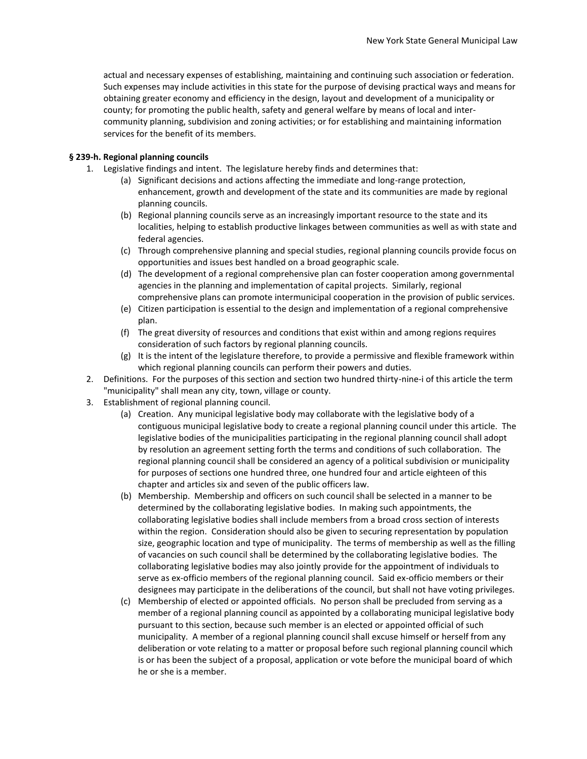actual and necessary expenses of establishing, maintaining and continuing such association or federation. Such expenses may include activities in this state for the purpose of devising practical ways and means for obtaining greater economy and efficiency in the design, layout and development of a municipality or county; for promoting the public health, safety and general welfare by means of local and inter-community planning, subdivision and zoning activities; or for establishing and maintaining information services for the benefit of its members.

**§ 239-h. Regional planning councils**

1. Legislative findings and intent. The legislature hereby finds and determines that:
   - (a) Significant decisions and actions affecting the immediate and long-range protection, enhancement, growth and development of the state and its communities are made by regional planning councils.
   - (b) Regional planning councils serve as an increasingly important resource to the state and its localities, helping to establish productive linkages between communities as well as with state and federal agencies.
   - (c) Through comprehensive planning and special studies, regional planning councils provide focus on opportunities and issues best handled on a broad geographic scale.
   - (d) The development of a regional comprehensive plan can foster cooperation among governmental agencies in the planning and implementation of capital projects. Similarly, regional comprehensive plans can promote intermunicipal cooperation in the provision of public services.
   - (e) Citizen participation is essential to the design and implementation of a regional comprehensive plan.
   - (f) The great diversity of resources and conditions that exist within and among regions requires consideration of such factors by regional planning councils.
   - (g) It is the intent of the legislature therefore, to provide a permissive and flexible framework within which regional planning councils can perform their powers and duties.
2. Definitions. For the purposes of this section and section two hundred thirty-nine-i of this article the term "municipality" shall mean any city, town, village or county.
3. Establishment of regional planning council.
   - (a) Creation. Any municipal legislative body may collaborate with the legislative body of a contiguous municipal legislative body to create a regional planning council under this article. The legislative bodies of the municipalities participating in the regional planning council shall adopt by resolution an agreement setting forth the terms and conditions of such collaboration. The regional planning council shall be considered an agency of a political subdivision or municipality for purposes of sections one hundred three, one hundred four and article eighteen of this chapter and articles six and seven of the public officers law.
   - (b) Membership. Membership and officers on such council shall be selected in a manner to be determined by the collaborating legislative bodies. In making such appointments, the collaborating legislative bodies shall include members from a broad cross section of interests within the region. Consideration should also be given to securing representation by population size, geographic location and type of municipality. The terms of membership as well as the filling of vacancies on such council shall be determined by the collaborating legislative bodies. The collaborating legislative bodies may also jointly provide for the appointment of individuals to serve as ex-officio members of the regional planning council. Said ex-officio members or their designees may participate in the deliberations of the council, but shall not have voting privileges.
   - (c) Membership of elected or appointed officials. No person shall be precluded from serving as a member of a regional planning council as appointed by a collaborating municipal legislative body pursuant to this section, because such member is an elected or appointed official of such municipality. A member of a regional planning council shall excuse himself or herself from any deliberation or vote relating to a matter or proposal before such regional planning council which is or has been the subject of a proposal, application or vote before the municipal board of which he or she is a member.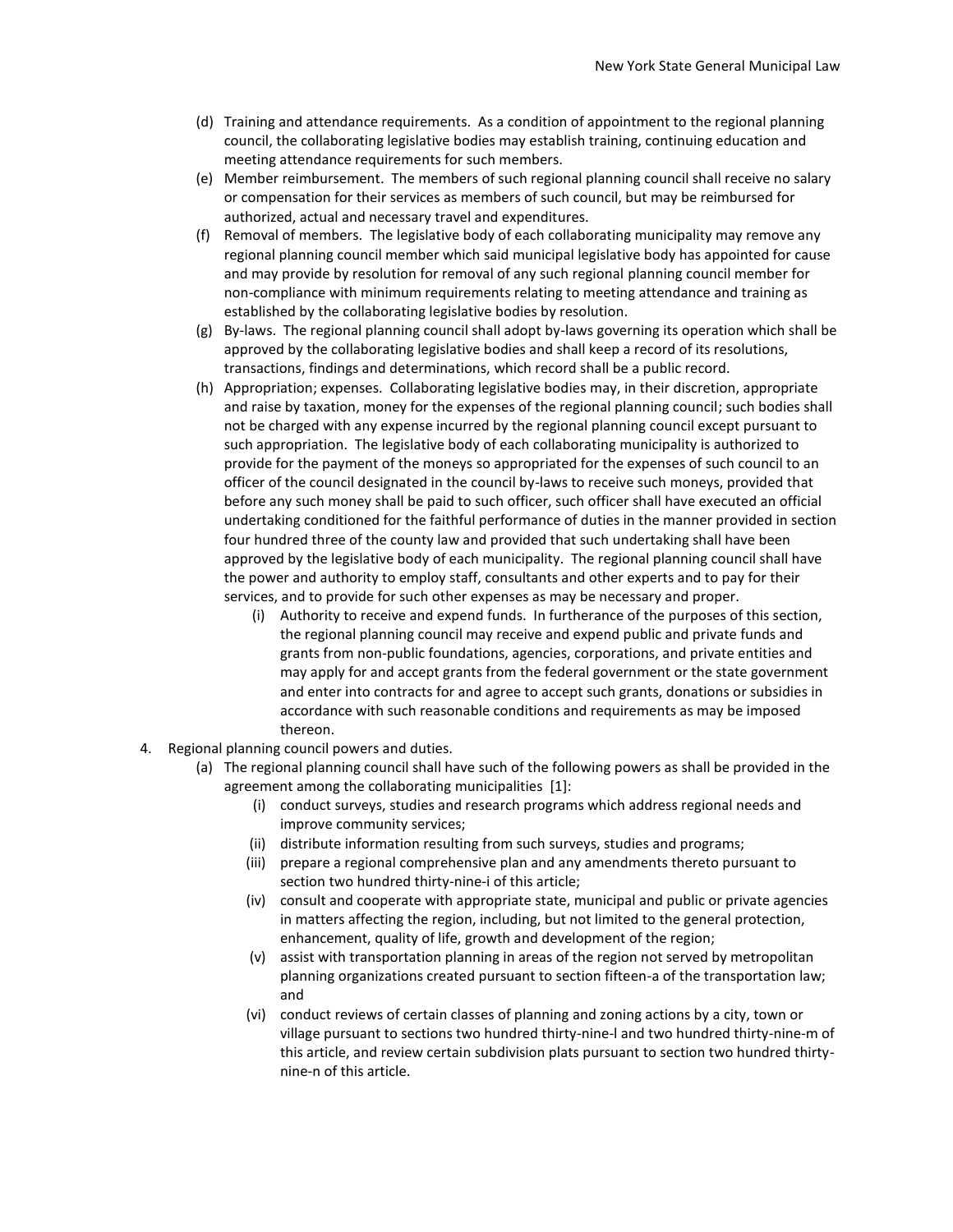(d) Training and attendance requirements. As a condition of appointment to the regional planning council, the collaborating legislative bodies may establish training, continuing education and meeting attendance requirements for such members.

(e) Member reimbursement. The members of such regional planning council shall receive no salary or compensation for their services as members of such council, but may be reimbursed for authorized, actual and necessary travel and expenditures.

(f) Removal of members. The legislative body of each collaborating municipality may remove any regional planning council member which said municipal legislative body has appointed for cause and may provide by resolution for removal of any such regional planning council member for non-compliance with minimum requirements relating to meeting attendance and training as established by the collaborating legislative bodies by resolution.

(g) By-laws. The regional planning council shall adopt by-laws governing its operation which shall be approved by the collaborating legislative bodies and shall keep a record of its resolutions, transactions, findings and determinations, which record shall be a public record.

(h) Appropriation; expenses. Collaborating legislative bodies may, in their discretion, appropriate and raise by taxation, money for the expenses of the regional planning council; such bodies shall not be charged with any expense incurred by the regional planning council except pursuant to such appropriation. The legislative body of each collaborating municipality is authorized to provide for the payment of the moneys so appropriated for the expenses of such council to an officer of the council designated in the council by-laws to receive such moneys, provided that before any such money shall be paid to such officer, such officer shall have executed an official undertaking conditioned for the faithful performance of duties in the manner provided in section four hundred three of the county law and provided that such undertaking shall have been approved by the legislative body of each municipality. The regional planning council shall have the power and authority to employ staff, consultants and other experts and to pay for their services, and to provide for such other expenses as may be necessary and proper.

   (i) Authority to receive and expend funds. In furtherance of the purposes of this section, the regional planning council may receive and expend public and private funds and grants from non-public foundations, agencies, corporations, and private entities and may apply for and accept grants from the federal government or the state government and enter into contracts for and agree to accept such grants, donations or subsidies in accordance with such reasonable conditions and requirements as may be imposed thereon.

4. Regional planning council powers and duties.

   (a) The regional planning council shall have such of the following powers as shall be provided in the agreement among the collaborating municipalities [1]:

      (i) conduct surveys, studies and research programs which address regional needs and improve community services;

      (ii) distribute information resulting from such surveys, studies and programs;

      (iii) prepare a regional comprehensive plan and any amendments thereto pursuant to section two hundred thirty-nine-i of this article;

      (iv) consult and cooperate with appropriate state, municipal and public or private agencies in matters affecting the region, including, but not limited to the general protection, enhancement, quality of life, growth and development of the region;

      (v) assist with transportation planning in areas of the region not served by metropolitan planning organizations created pursuant to section fifteen-a of the transportation law; and

      (vi) conduct reviews of certain classes of planning and zoning actions by a city, town or village pursuant to sections two hundred thirty-nine-l and two hundred thirty-nine-m of this article, and review certain subdivision plats pursuant to section two hundred thirty-nine-n of this article.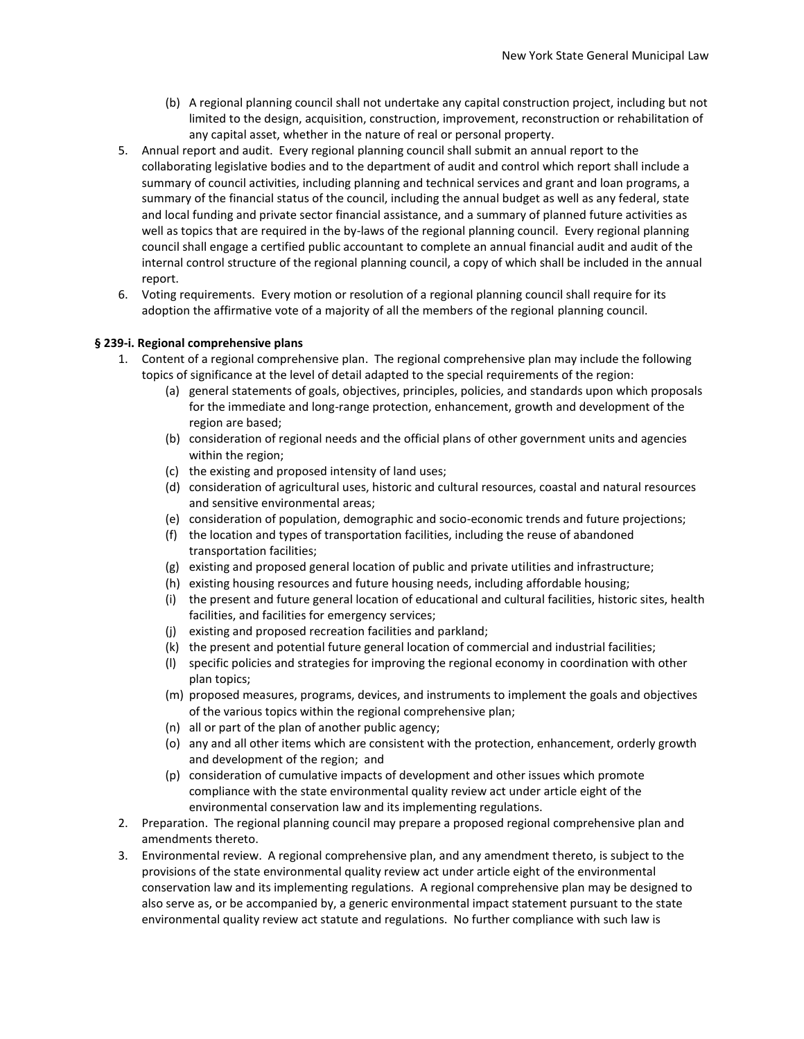(b) A regional planning council shall not undertake any capital construction project, including but not limited to the design, acquisition, construction, improvement, reconstruction or rehabilitation of any capital asset, whether in the nature of real or personal property.

5. Annual report and audit. Every regional planning council shall submit an annual report to the collaborating legislative bodies and to the department of audit and control which report shall include a summary of council activities, including planning and technical services and grant and loan programs, a summary of the financial status of the council, including the annual budget as well as any federal, state and local funding and private sector financial assistance, and a summary of planned future activities as well as topics that are required in the by-laws of the regional planning council. Every regional planning council shall engage a certified public accountant to complete an annual financial audit and audit of the internal control structure of the regional planning council, a copy of which shall be included in the annual report.
6. Voting requirements. Every motion or resolution of a regional planning council shall require for its adoption the affirmative vote of a majority of all the members of the regional planning council.

**§ 239-i. Regional comprehensive plans**

1. Content of a regional comprehensive plan. The regional comprehensive plan may include the following topics of significance at the level of detail adapted to the special requirements of the region:
   - (a) general statements of goals, objectives, principles, policies, and standards upon which proposals for the immediate and long-range protection, enhancement, growth and development of the region are based;
   - (b) consideration of regional needs and the official plans of other government units and agencies within the region;
   - (c) the existing and proposed intensity of land uses;
   - (d) consideration of agricultural uses, historic and cultural resources, coastal and natural resources and sensitive environmental areas;
   - (e) consideration of population, demographic and socio-economic trends and future projections;
   - (f) the location and types of transportation facilities, including the reuse of abandoned transportation facilities;
   - (g) existing and proposed general location of public and private utilities and infrastructure;
   - (h) existing housing resources and future housing needs, including affordable housing;
   - (i) the present and future general location of educational and cultural facilities, historic sites, health facilities, and facilities for emergency services;
   - (j) existing and proposed recreation facilities and parkland;
   - (k) the present and potential future general location of commercial and industrial facilities;
   - (l) specific policies and strategies for improving the regional economy in coordination with other plan topics;
   - (m) proposed measures, programs, devices, and instruments to implement the goals and objectives of the various topics within the regional comprehensive plan;
   - (n) all or part of the plan of another public agency;
   - (o) any and all other items which are consistent with the protection, enhancement, orderly growth and development of the region; and
   - (p) consideration of cumulative impacts of development and other issues which promote compliance with the state environmental quality review act under article eight of the environmental conservation law and its implementing regulations.
2. Preparation. The regional planning council may prepare a proposed regional comprehensive plan and amendments thereto.
3. Environmental review. A regional comprehensive plan, and any amendment thereto, is subject to the provisions of the state environmental quality review act under article eight of the environmental conservation law and its implementing regulations. A regional comprehensive plan may be designed to also serve as, or be accompanied by, a generic environmental impact statement pursuant to the state environmental quality review act statute and regulations. No further compliance with such law is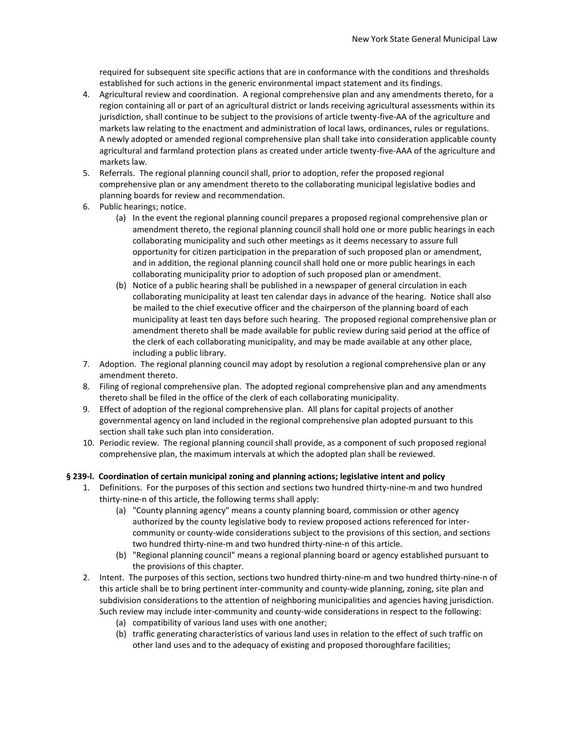required for subsequent site specific actions that are in conformance with the conditions and thresholds established for such actions in the generic environmental impact statement and its findings.

4. Agricultural review and coordination. A regional comprehensive plan and any amendments thereto, for a region containing all or part of an agricultural district or lands receiving agricultural assessments within its jurisdiction, shall continue to be subject to the provisions of article twenty-five-AA of the agriculture and markets law relating to the enactment and administration of local laws, ordinances, rules or regulations. A newly adopted or amended regional comprehensive plan shall take into consideration applicable county agricultural and farmland protection plans as created under article twenty-five-AAA of the agriculture and markets law.
5. Referrals. The regional planning council shall, prior to adoption, refer the proposed regional comprehensive plan or any amendment thereto to the collaborating municipal legislative bodies and planning boards for review and recommendation.
6. Public hearings; notice.
   - (a) In the event the regional planning council prepares a proposed regional comprehensive plan or amendment thereto, the regional planning council shall hold one or more public hearings in each collaborating municipality and such other meetings as it deems necessary to assure full opportunity for citizen participation in the preparation of such proposed plan or amendment, and in addition, the regional planning council shall hold one or more public hearings in each collaborating municipality prior to adoption of such proposed plan or amendment.
   - (b) Notice of a public hearing shall be published in a newspaper of general circulation in each collaborating municipality at least ten calendar days in advance of the hearing. Notice shall also be mailed to the chief executive officer and the chairperson of the planning board of each municipality at least ten days before such hearing. The proposed regional comprehensive plan or amendment thereto shall be made available for public review during said period at the office of the clerk of each collaborating municipality, and may be made available at any other place, including a public library.
7. Adoption. The regional planning council may adopt by resolution a regional comprehensive plan or any amendment thereto.
8. Filing of regional comprehensive plan. The adopted regional comprehensive plan and any amendments thereto shall be filed in the office of the clerk of each collaborating municipality.
9. Effect of adoption of the regional comprehensive plan. All plans for capital projects of another governmental agency on land included in the regional comprehensive plan adopted pursuant to this section shall take such plan into consideration.
10. Periodic review. The regional planning council shall provide, as a component of such proposed regional comprehensive plan, the maximum intervals at which the adopted plan shall be reviewed.

**§ 239-l. Coordination of certain municipal zoning and planning actions; legislative intent and policy**

1. Definitions. For the purposes of this section and sections two hundred thirty-nine-m and two hundred thirty-nine-n of this article, the following terms shall apply:
   - (a) "County planning agency" means a county planning board, commission or other agency authorized by the county legislative body to review proposed actions referenced for inter-community or county-wide considerations subject to the provisions of this section, and sections two hundred thirty-nine-m and two hundred thirty-nine-n of this article.
   - (b) "Regional planning council" means a regional planning board or agency established pursuant to the provisions of this chapter.
2. Intent. The purposes of this section, sections two hundred thirty-nine-m and two hundred thirty-nine-n of this article shall be to bring pertinent inter-community and county-wide planning, zoning, site plan and subdivision considerations to the attention of neighboring municipalities and agencies having jurisdiction. Such review may include inter-community and county-wide considerations in respect to the following:
   - (a) compatibility of various land uses with one another;
   - (b) traffic generating characteristics of various land uses in relation to the effect of such traffic on other land uses and to the adequacy of existing and proposed thoroughfare facilities;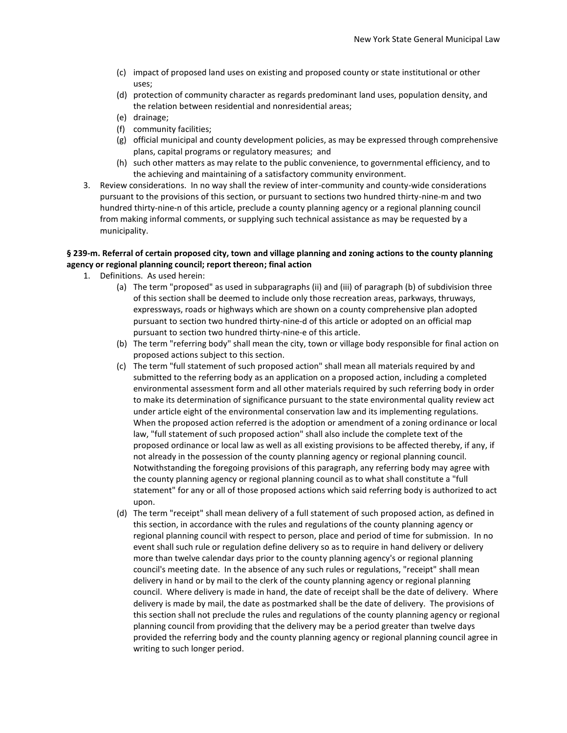- (c) impact of proposed land uses on existing and proposed county or state institutional or other uses;
   - (d) protection of community character as regards predominant land uses, population density, and the relation between residential and nonresidential areas;
   - (e) drainage;
   - (f) community facilities;
   - (g) official municipal and county development policies, as may be expressed through comprehensive plans, capital programs or regulatory measures; and
   - (h) such other matters as may relate to the public convenience, to governmental efficiency, and to the achieving and maintaining of a satisfactory community environment.
3. Review considerations. In no way shall the review of inter-community and county-wide considerations pursuant to the provisions of this section, or pursuant to sections two hundred thirty-nine-m and two hundred thirty-nine-n of this article, preclude a county planning agency or a regional planning council from making informal comments, or supplying such technical assistance as may be requested by a municipality.

**§ 239-m. Referral of certain proposed city, town and village planning and zoning actions to the county planning agency or regional planning council; report thereon; final action**

1. Definitions. As used herein:
   - (a) The term "proposed" as used in subparagraphs (ii) and (iii) of paragraph (b) of subdivision three of this section shall be deemed to include only those recreation areas, parkways, thruways, expressways, roads or highways which are shown on a county comprehensive plan adopted pursuant to section two hundred thirty-nine-d of this article or adopted on an official map pursuant to section two hundred thirty-nine-e of this article.
   - (b) The term "referring body" shall mean the city, town or village body responsible for final action on proposed actions subject to this section.
   - (c) The term "full statement of such proposed action" shall mean all materials required by and submitted to the referring body as an application on a proposed action, including a completed environmental assessment form and all other materials required by such referring body in order to make its determination of significance pursuant to the state environmental quality review act under article eight of the environmental conservation law and its implementing regulations. When the proposed action referred is the adoption or amendment of a zoning ordinance or local law, "full statement of such proposed action" shall also include the complete text of the proposed ordinance or local law as well as all existing provisions to be affected thereby, if any, if not already in the possession of the county planning agency or regional planning council. Notwithstanding the foregoing provisions of this paragraph, any referring body may agree with the county planning agency or regional planning council as to what shall constitute a "full statement" for any or all of those proposed actions which said referring body is authorized to act upon.
   - (d) The term "receipt" shall mean delivery of a full statement of such proposed action, as defined in this section, in accordance with the rules and regulations of the county planning agency or regional planning council with respect to person, place and period of time for submission. In no event shall such rule or regulation define delivery so as to require in hand delivery or delivery more than twelve calendar days prior to the county planning agency's or regional planning council's meeting date. In the absence of any such rules or regulations, "receipt" shall mean delivery in hand or by mail to the clerk of the county planning agency or regional planning council. Where delivery is made in hand, the date of receipt shall be the date of delivery. Where delivery is made by mail, the date as postmarked shall be the date of delivery. The provisions of this section shall not preclude the rules and regulations of the county planning agency or regional planning council from providing that the delivery may be a period greater than twelve days provided the referring body and the county planning agency or regional planning council agree in writing to such longer period.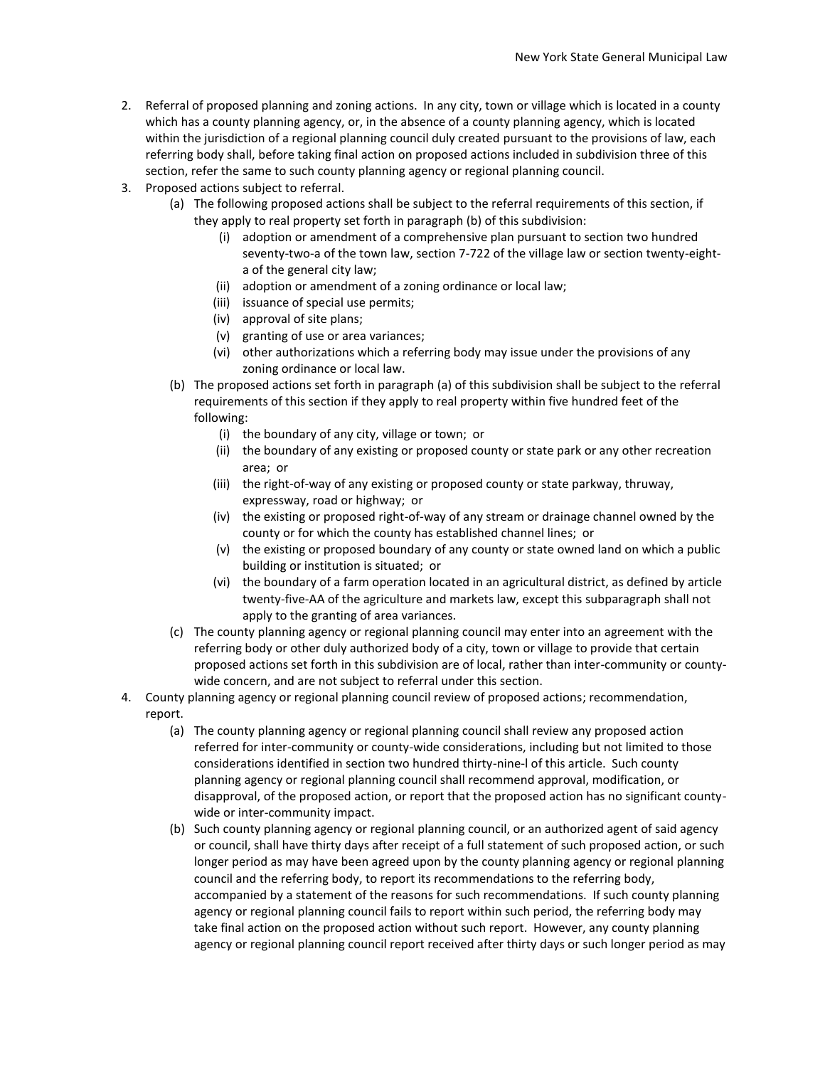2. Referral of proposed planning and zoning actions. In any city, town or village which is located in a county which has a county planning agency, or, in the absence of a county planning agency, which is located within the jurisdiction of a regional planning council duly created pursuant to the provisions of law, each referring body shall, before taking final action on proposed actions included in subdivision three of this section, refer the same to such county planning agency or regional planning council.
3. Proposed actions subject to referral.
    (a) The following proposed actions shall be subject to the referral requirements of this section, if they apply to real property set forth in paragraph (b) of this subdivision:
        (i) adoption or amendment of a comprehensive plan pursuant to section two hundred seventy-two-a of the town law, section 7-722 of the village law or section twenty-eight-a of the general city law;
        (ii) adoption or amendment of a zoning ordinance or local law;
        (iii) issuance of special use permits;
        (iv) approval of site plans;
        (v) granting of use or area variances;
        (vi) other authorizations which a referring body may issue under the provisions of any zoning ordinance or local law.
    (b) The proposed actions set forth in paragraph (a) of this subdivision shall be subject to the referral requirements of this section if they apply to real property within five hundred feet of the following:
        (i) the boundary of any city, village or town; or
        (ii) the boundary of any existing or proposed county or state park or any other recreation area; or
        (iii) the right-of-way of any existing or proposed county or state parkway, thruway, expressway, road or highway; or
        (iv) the existing or proposed right-of-way of any stream or drainage channel owned by the county or for which the county has established channel lines; or
        (v) the existing or proposed boundary of any county or state owned land on which a public building or institution is situated; or
        (vi) the boundary of a farm operation located in an agricultural district, as defined by article twenty-five-AA of the agriculture and markets law, except this subparagraph shall not apply to the granting of area variances.
    (c) The county planning agency or regional planning council may enter into an agreement with the referring body or other duly authorized body of a city, town or village to provide that certain proposed actions set forth in this subdivision are of local, rather than inter-community or county-wide concern, and are not subject to referral under this section.
4. County planning agency or regional planning council review of proposed actions; recommendation, report.
    (a) The county planning agency or regional planning council shall review any proposed action referred for inter-community or county-wide considerations, including but not limited to those considerations identified in section two hundred thirty-nine-l of this article. Such county planning agency or regional planning council shall recommend approval, modification, or disapproval, of the proposed action, or report that the proposed action has no significant county-wide or inter-community impact.
    (b) Such county planning agency or regional planning council, or an authorized agent of said agency or council, shall have thirty days after receipt of a full statement of such proposed action, or such longer period as may have been agreed upon by the county planning agency or regional planning council and the referring body, to report its recommendations to the referring body, accompanied by a statement of the reasons for such recommendations. If such county planning agency or regional planning council fails to report within such period, the referring body may take final action on the proposed action without such report. However, any county planning agency or regional planning council report received after thirty days or such longer period as may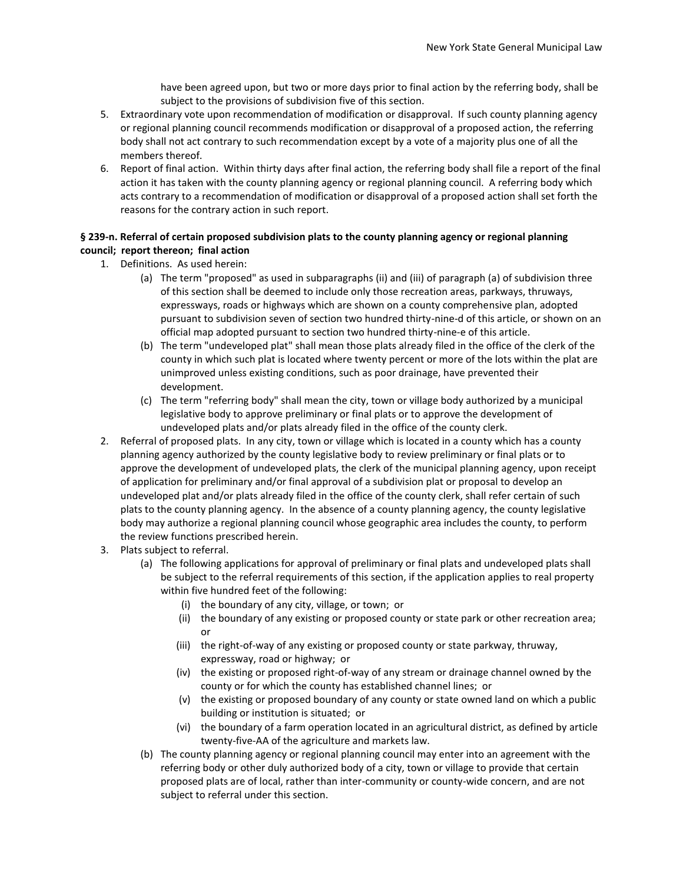have been agreed upon, but two or more days prior to final action by the referring body, shall be subject to the provisions of subdivision five of this section.

5. Extraordinary vote upon recommendation of modification or disapproval. If such county planning agency or regional planning council recommends modification or disapproval of a proposed action, the referring body shall not act contrary to such recommendation except by a vote of a majority plus one of all the members thereof.
6. Report of final action. Within thirty days after final action, the referring body shall file a report of the final action it has taken with the county planning agency or regional planning council. A referring body which acts contrary to a recommendation of modification or disapproval of a proposed action shall set forth the reasons for the contrary action in such report.

**§ 239-n. Referral of certain proposed subdivision plats to the county planning agency or regional planning council; report thereon; final action**

1. Definitions. As used herein:
   - (a) The term "proposed" as used in subparagraphs (ii) and (iii) of paragraph (a) of subdivision three of this section shall be deemed to include only those recreation areas, parkways, thruways, expressways, roads or highways which are shown on a county comprehensive plan, adopted pursuant to subdivision seven of section two hundred thirty-nine-d of this article, or shown on an official map adopted pursuant to section two hundred thirty-nine-e of this article.
   - (b) The term "undeveloped plat" shall mean those plats already filed in the office of the clerk of the county in which such plat is located where twenty percent or more of the lots within the plat are unimproved unless existing conditions, such as poor drainage, have prevented their development.
   - (c) The term "referring body" shall mean the city, town or village body authorized by a municipal legislative body to approve preliminary or final plats or to approve the development of undeveloped plats and/or plats already filed in the office of the county clerk.
2. Referral of proposed plats. In any city, town or village which is located in a county which has a county planning agency authorized by the county legislative body to review preliminary or final plats or to approve the development of undeveloped plats, the clerk of the municipal planning agency, upon receipt of application for preliminary and/or final approval of a subdivision plat or proposal to develop an undeveloped plat and/or plats already filed in the office of the county clerk, shall refer certain of such plats to the county planning agency. In the absence of a county planning agency, the county legislative body may authorize a regional planning council whose geographic area includes the county, to perform the review functions prescribed herein.
3. Plats subject to referral.
   - (a) The following applications for approval of preliminary or final plats and undeveloped plats shall be subject to the referral requirements of this section, if the application applies to real property within five hundred feet of the following:
     - (i) the boundary of any city, village, or town; or
     - (ii) the boundary of any existing or proposed county or state park or other recreation area; or
     - (iii) the right-of-way of any existing or proposed county or state parkway, thruway, expressway, road or highway; or
     - (iv) the existing or proposed right-of-way of any stream or drainage channel owned by the county or for which the county has established channel lines; or
     - (v) the existing or proposed boundary of any county or state owned land on which a public building or institution is situated; or
     - (vi) the boundary of a farm operation located in an agricultural district, as defined by article twenty-five-AA of the agriculture and markets law.
   - (b) The county planning agency or regional planning council may enter into an agreement with the referring body or other duly authorized body of a city, town or village to provide that certain proposed plats are of local, rather than inter-community or county-wide concern, and are not subject to referral under this section.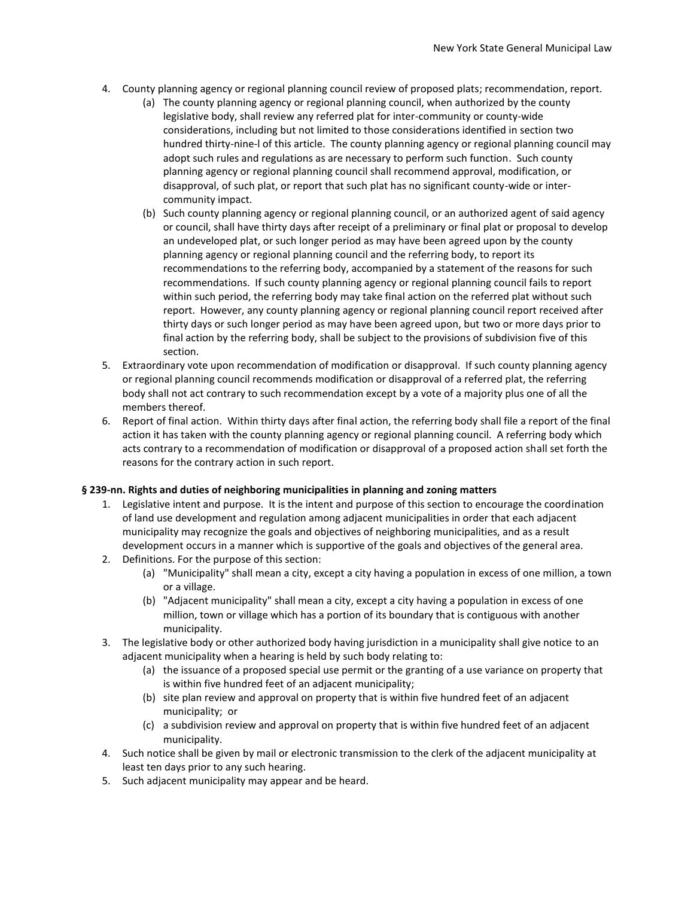4. County planning agency or regional planning council review of proposed plats; recommendation, report.
   (a) The county planning agency or regional planning council, when authorized by the county legislative body, shall review any referred plat for inter-community or county-wide considerations, including but not limited to those considerations identified in section two hundred thirty-nine-l of this article. The county planning agency or regional planning council may adopt such rules and regulations as are necessary to perform such function. Such county planning agency or regional planning council shall recommend approval, modification, or disapproval, of such plat, or report that such plat has no significant county-wide or inter-community impact.
   (b) Such county planning agency or regional planning council, or an authorized agent of said agency or council, shall have thirty days after receipt of a preliminary or final plat or proposal to develop an undeveloped plat, or such longer period as may have been agreed upon by the county planning agency or regional planning council and the referring body, to report its recommendations to the referring body, accompanied by a statement of the reasons for such recommendations. If such county planning agency or regional planning council fails to report within such period, the referring body may take final action on the referred plat without such report. However, any county planning agency or regional planning council report received after thirty days or such longer period as may have been agreed upon, but two or more days prior to final action by the referring body, shall be subject to the provisions of subdivision five of this section.
5. Extraordinary vote upon recommendation of modification or disapproval. If such county planning agency or regional planning council recommends modification or disapproval of a referred plat, the referring body shall not act contrary to such recommendation except by a vote of a majority plus one of all the members thereof.
6. Report of final action. Within thirty days after final action, the referring body shall file a report of the final action it has taken with the county planning agency or regional planning council. A referring body which acts contrary to a recommendation of modification or disapproval of a proposed action shall set forth the reasons for the contrary action in such report.

**§ 239-nn. Rights and duties of neighboring municipalities in planning and zoning matters**

1. Legislative intent and purpose. It is the intent and purpose of this section to encourage the coordination of land use development and regulation among adjacent municipalities in order that each adjacent municipality may recognize the goals and objectives of neighboring municipalities, and as a result development occurs in a manner which is supportive of the goals and objectives of the general area.
2. Definitions. For the purpose of this section:
   (a) "Municipality" shall mean a city, except a city having a population in excess of one million, a town or a village.
   (b) "Adjacent municipality" shall mean a city, except a city having a population in excess of one million, town or village which has a portion of its boundary that is contiguous with another municipality.
3. The legislative body or other authorized body having jurisdiction in a municipality shall give notice to an adjacent municipality when a hearing is held by such body relating to:
   (a) the issuance of a proposed special use permit or the granting of a use variance on property that is within five hundred feet of an adjacent municipality;
   (b) site plan review and approval on property that is within five hundred feet of an adjacent municipality; or
   (c) a subdivision review and approval on property that is within five hundred feet of an adjacent municipality.
4. Such notice shall be given by mail or electronic transmission to the clerk of the adjacent municipality at least ten days prior to any such hearing.
5. Such adjacent municipality may appear and be heard.